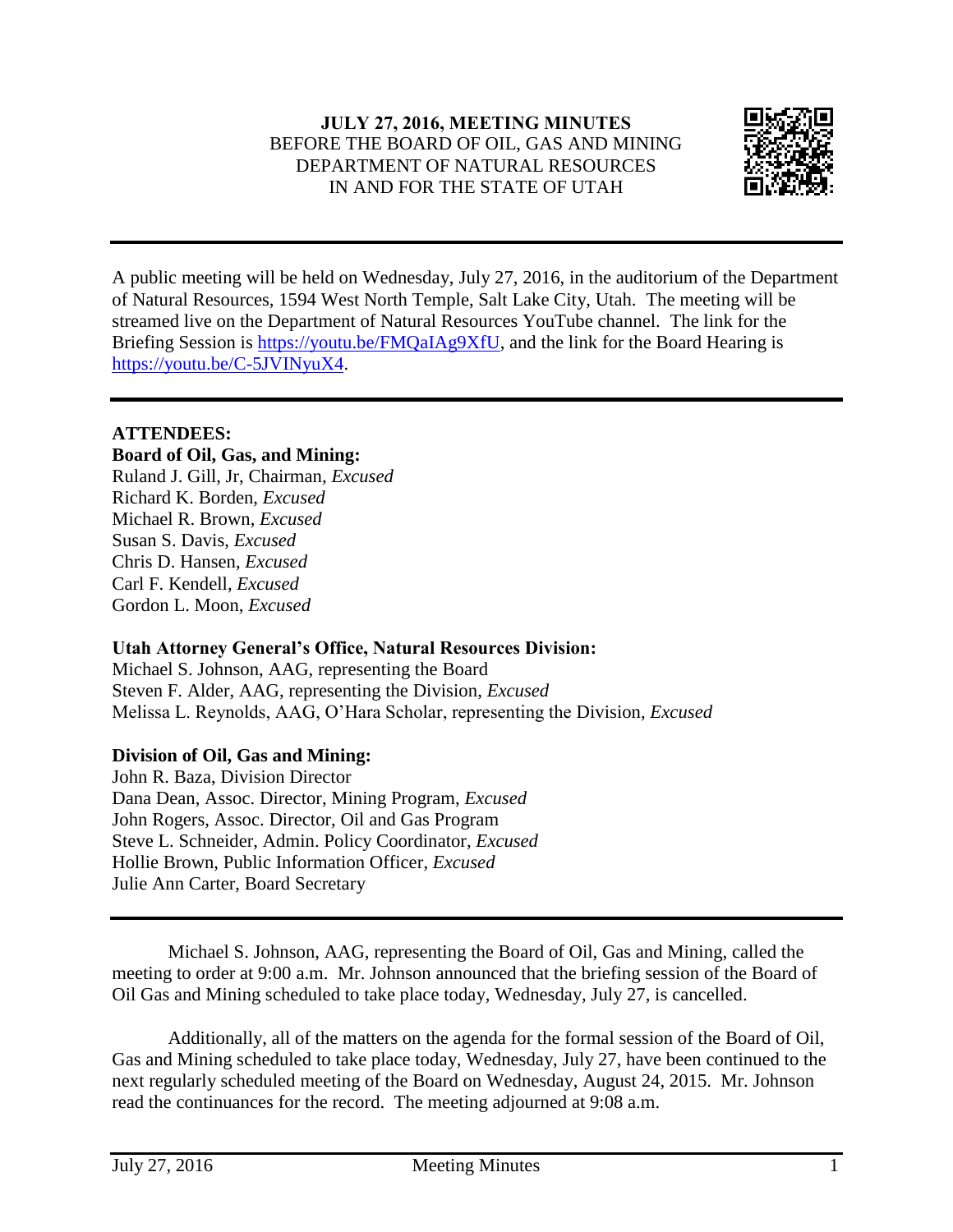**JULY 27, 2016, MEETING MINUTES**
BEFORE THE BOARD OF OIL, GAS AND MINING
DEPARTMENT OF NATURAL RESOURCES
IN AND FOR THE STATE OF UTAH

---

A public meeting will be held on Wednesday, July 27, 2016, in the auditorium of the Department of Natural Resources, 1594 West North Temple, Salt Lake City, Utah. The meeting will be streamed live on the Department of Natural Resources YouTube channel. The link for the Briefing Session is https://youtu.be/FMQaIAg9XfU, and the link for the Board Hearing is https://youtu.be/C-5JVINyuX4.

---

**ATTENDEES:**

**Board of Oil, Gas, and Mining:**
Ruland J. Gill, Jr, Chairman, *Excused*
Richard K. Borden, *Excused*
Michael R. Brown, *Excused*
Susan S. Davis, *Excused*
Chris D. Hansen, *Excused*
Carl F. Kendell, *Excused*
Gordon L. Moon, *Excused*

**Utah Attorney General's Office, Natural Resources Division:**
Michael S. Johnson, AAG, representing the Board
Steven F. Alder, AAG, representing the Division, *Excused*
Melissa L. Reynolds, AAG, O'Hara Scholar, representing the Division, *Excused*

**Division of Oil, Gas and Mining:**
John R. Baza, Division Director
Dana Dean, Assoc. Director, Mining Program, *Excused*
John Rogers, Assoc. Director, Oil and Gas Program
Steve L. Schneider, Admin. Policy Coordinator, *Excused*
Hollie Brown, Public Information Officer, *Excused*
Julie Ann Carter, Board Secretary

---

Michael S. Johnson, AAG, representing the Board of Oil, Gas and Mining, called the meeting to order at 9:00 a.m. Mr. Johnson announced that the briefing session of the Board of Oil Gas and Mining scheduled to take place today, Wednesday, July 27, is cancelled.

Additionally, all of the matters on the agenda for the formal session of the Board of Oil, Gas and Mining scheduled to take place today, Wednesday, July 27, have been continued to the next regularly scheduled meeting of the Board on Wednesday, August 24, 2015. Mr. Johnson read the continuances for the record. The meeting adjourned at 9:08 a.m.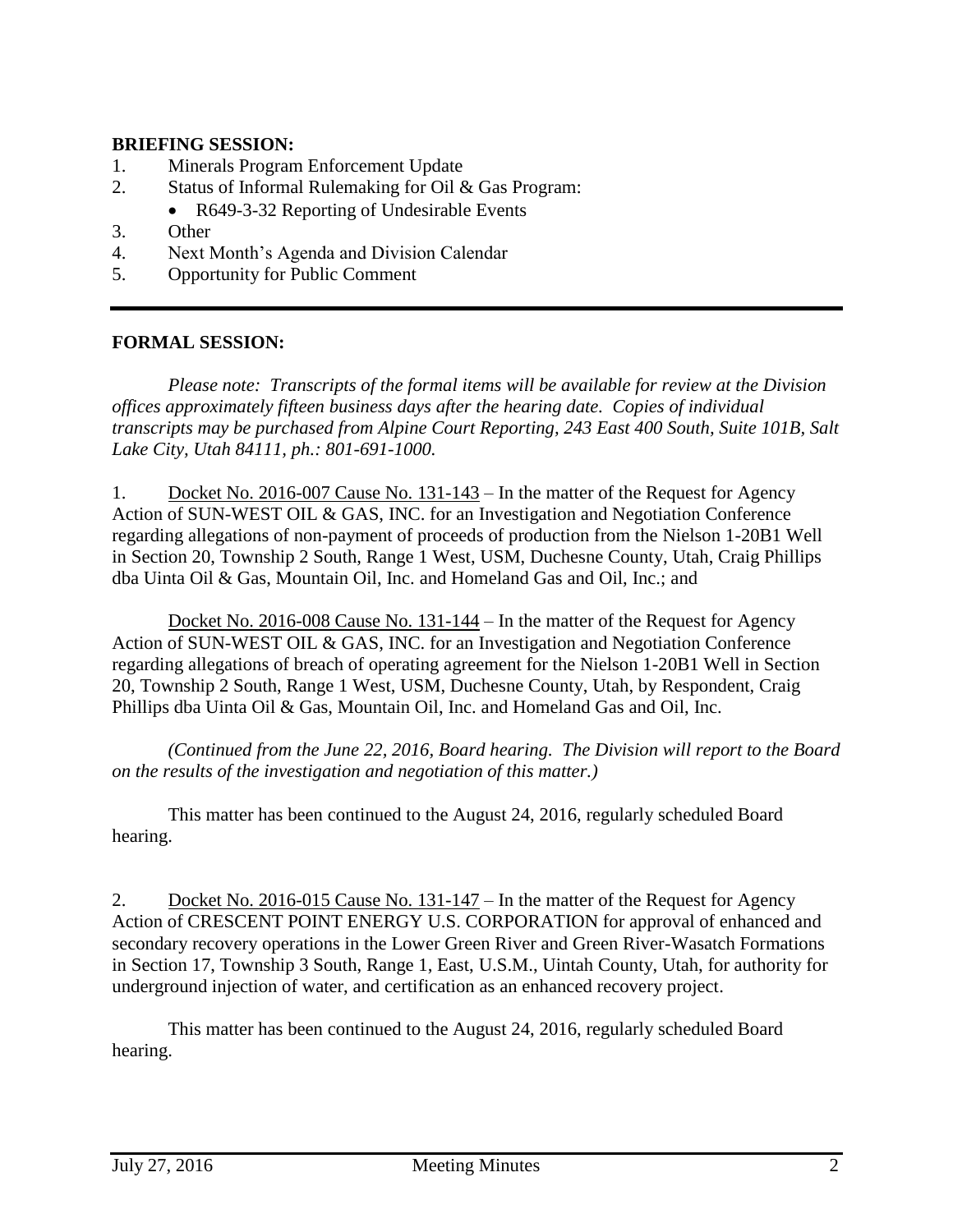**BRIEFING SESSION:**

1. Minerals Program Enforcement Update
2. Status of Informal Rulemaking for Oil & Gas Program:
   - R649-3-32 Reporting of Undesirable Events
3. Other
4. Next Month's Agenda and Division Calendar
5. Opportunity for Public Comment

---

**FORMAL SESSION:**

*Please note: Transcripts of the formal items will be available for review at the Division offices approximately fifteen business days after the hearing date. Copies of individual transcripts may be purchased from Alpine Court Reporting, 243 East 400 South, Suite 101B, Salt Lake City, Utah 84111, ph.: 801-691-1000.*

1. Docket No. 2016-007 Cause No. 131-143 – In the matter of the Request for Agency Action of SUN-WEST OIL & GAS, INC. for an Investigation and Negotiation Conference regarding allegations of non-payment of proceeds of production from the Nielson 1-20B1 Well in Section 20, Township 2 South, Range 1 West, USM, Duchesne County, Utah, Craig Phillips dba Uinta Oil & Gas, Mountain Oil, Inc. and Homeland Gas and Oil, Inc.; and

Docket No. 2016-008 Cause No. 131-144 – In the matter of the Request for Agency Action of SUN-WEST OIL & GAS, INC. for an Investigation and Negotiation Conference regarding allegations of breach of operating agreement for the Nielson 1-20B1 Well in Section 20, Township 2 South, Range 1 West, USM, Duchesne County, Utah, by Respondent, Craig Phillips dba Uinta Oil & Gas, Mountain Oil, Inc. and Homeland Gas and Oil, Inc.

*(Continued from the June 22, 2016, Board hearing. The Division will report to the Board on the results of the investigation and negotiation of this matter.)*

This matter has been continued to the August 24, 2016, regularly scheduled Board hearing.

2. Docket No. 2016-015 Cause No. 131-147 – In the matter of the Request for Agency Action of CRESCENT POINT ENERGY U.S. CORPORATION for approval of enhanced and secondary recovery operations in the Lower Green River and Green River-Wasatch Formations in Section 17, Township 3 South, Range 1, East, U.S.M., Uintah County, Utah, for authority for underground injection of water, and certification as an enhanced recovery project.

This matter has been continued to the August 24, 2016, regularly scheduled Board hearing.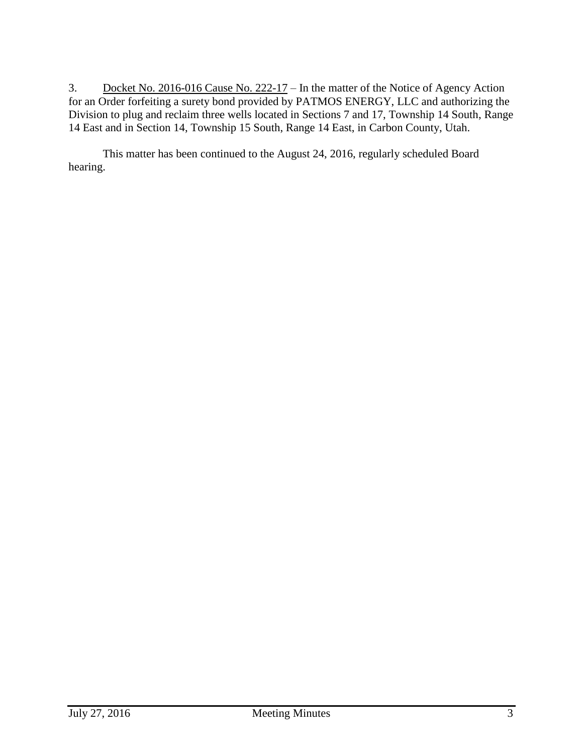3. <u>Docket No. 2016-016 Cause No. 222-17</u> – In the matter of the Notice of Agency Action for an Order forfeiting a surety bond provided by PATMOS ENERGY, LLC and authorizing the Division to plug and reclaim three wells located in Sections 7 and 17, Township 14 South, Range 14 East and in Section 14, Township 15 South, Range 14 East, in Carbon County, Utah.

This matter has been continued to the August 24, 2016, regularly scheduled Board hearing.